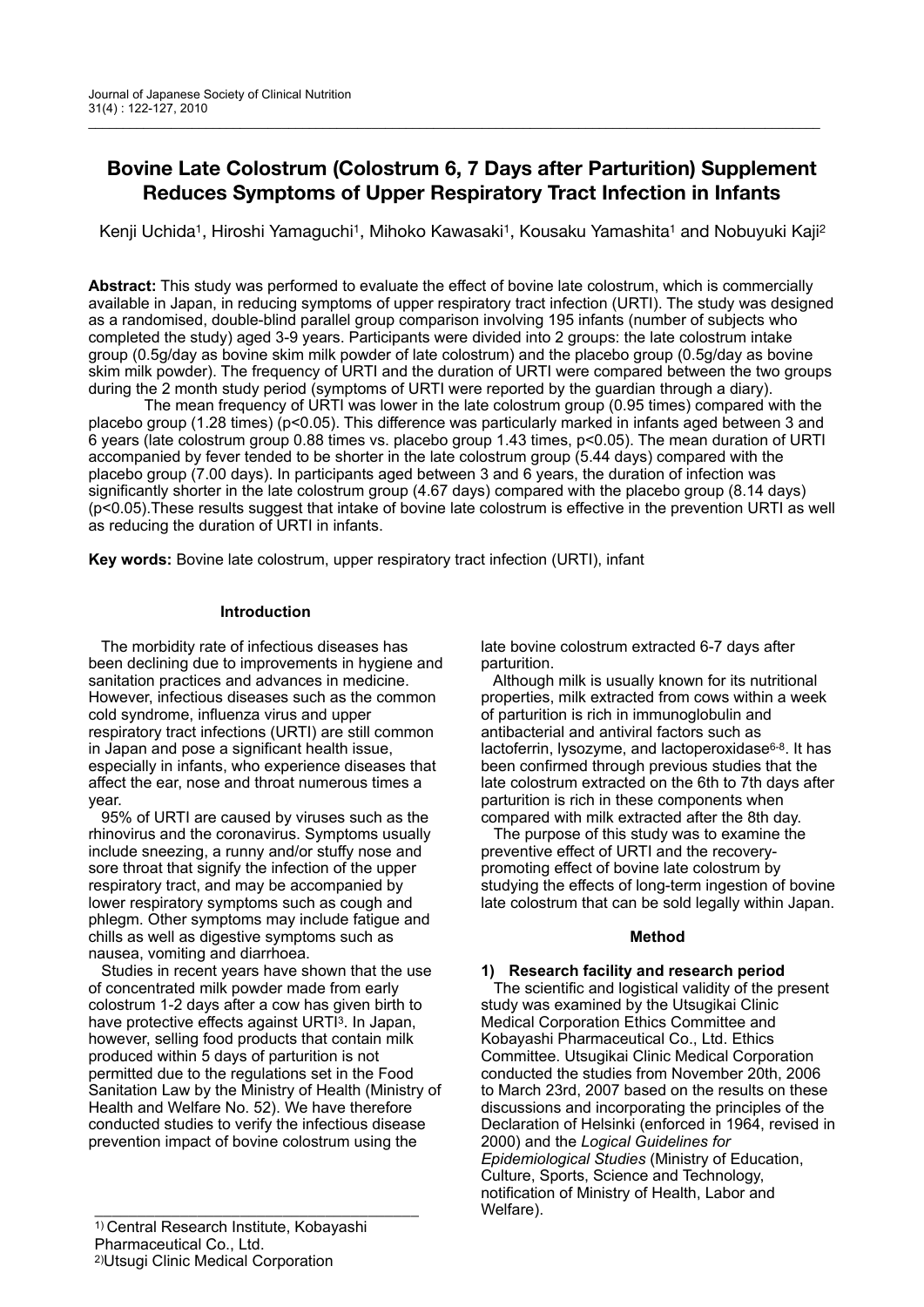# Bovine Late Colostrum (Colostrum 6, 7 Days after Parturition) Supplement Reduces Symptoms of Upper Respiratory Tract Infection in Infants

Kenji Uchida[1], Hiroshi Yamaguchi[1], Mihoko Kawasaki[1], Kousaku Yamashita[1] and Nobuyuki Kaji[2]

**Abstract:** This study was performed to evaluate the effect of bovine late colostrum, which is commercially available in Japan, in reducing symptoms of upper respiratory tract infection (URTI). The study was designed as a randomised, double-blind parallel group comparison involving 195 infants (number of subjects who completed the study) aged 3-9 years. Participants were divided into 2 groups: the late colostrum intake group (0.5g/day as bovine skim milk powder of late colostrum) and the placebo group (0.5g/day as bovine skim milk powder). The frequency of URTI and the duration of URTI were compared between the two groups during the 2 month study period (symptoms of URTI were reported by the guardian through a diary).

The mean frequency of URTI was lower in the late colostrum group (0.95 times) compared with the placebo group (1.28 times) ($p<0.05$). This difference was particularly marked in infants aged between 3 and 6 years (late colostrum group 0.88 times vs. placebo group 1.43 times, $p<0.05$). The mean duration of URTI accompanied by fever tended to be shorter in the late colostrum group (5.44 days) compared with the placebo group (7.00 days). In participants aged between 3 and 6 years, the duration of infection was significantly shorter in the late colostrum group (4.67 days) compared with the placebo group (8.14 days) ($p<0.05$).These results suggest that intake of bovine late colostrum is effective in the prevention URTI as well as reducing the duration of URTI in infants.

**Key words:** Bovine late colostrum, upper respiratory tract infection (URTI), infant

## Introduction

The morbidity rate of infectious diseases has been declining due to improvements in hygiene and sanitation practices and advances in medicine. However, infectious diseases such as the common cold syndrome, influenza virus and upper respiratory tract infections (URTI) are still common in Japan and pose a significant health issue, especially in infants, who experience diseases that affect the ear, nose and throat numerous times a year.

95% of URTI are caused by viruses such as the rhinovirus and the coronavirus. Symptoms usually include sneezing, a runny and/or stuffy nose and sore throat that signify the infection of the upper respiratory tract, and may be accompanied by lower respiratory symptoms such as cough and phlegm. Other symptoms may include fatigue and chills as well as digestive symptoms such as nausea, vomiting and diarrhoea.

Studies in recent years have shown that the use of concentrated milk powder made from early colostrum 1-2 days after a cow has given birth to have protective effects against URTI[3]. In Japan, however, selling food products that contain milk produced within 5 days of parturition is not permitted due to the regulations set in the Food Sanitation Law by the Ministry of Health (Ministry of Health and Welfare No. 52). We have therefore conducted studies to verify the infectious disease prevention impact of bovine colostrum using the late bovine colostrum extracted 6-7 days after parturition.

Although milk is usually known for its nutritional properties, milk extracted from cows within a week of parturition is rich in immunoglobulin and antibacterial and antiviral factors such as lactoferrin, lysozyme, and lactoperoxidase[6-8]. It has been confirmed through previous studies that the late colostrum extracted on the 6th to 7th days after parturition is rich in these components when compared with milk extracted after the 8th day.

The purpose of this study was to examine the preventive effect of URTI and the recovery-promoting effect of bovine late colostrum by studying the effects of long-term ingestion of bovine late colostrum that can be sold legally within Japan.

## Method

### 1) Research facility and research period

The scientific and logistical validity of the present study was examined by the Utsugikai Clinic Medical Corporation Ethics Committee and Kobayashi Pharmaceutical Co., Ltd. Ethics Committee. Utsugikai Clinic Medical Corporation conducted the studies from November 20th, 2006 to March 23rd, 2007 based on the results on these discussions and incorporating the principles of the Declaration of Helsinki (enforced in 1964, revised in 2000) and the *Logical Guidelines for Epidemiological Studies* (Ministry of Education, Culture, Sports, Science and Technology, notification of Ministry of Health, Labor and Welfare).

1) Central Research Institute, Kobayashi Pharmaceutical Co., Ltd.
2) Utsugi Clinic Medical Corporation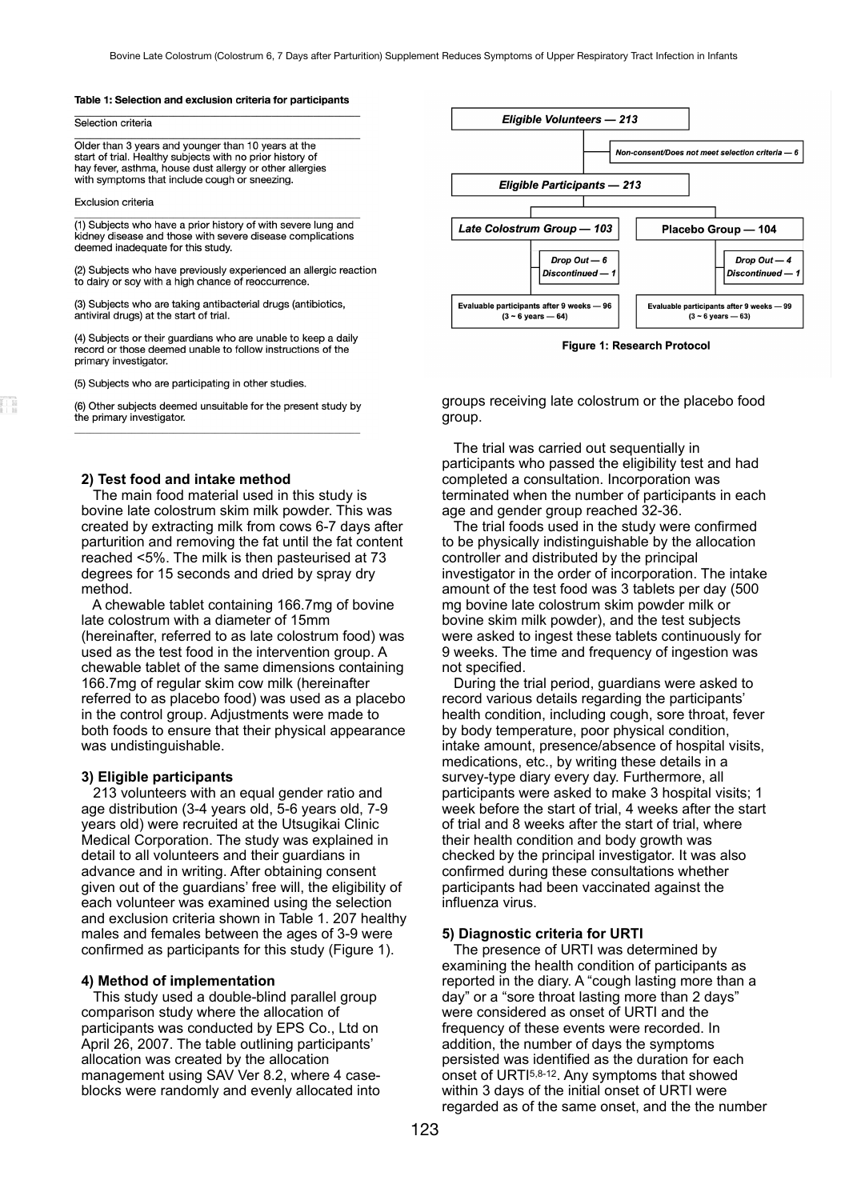**Table 1: Selection and exclusion criteria for participants**

| Selection criteria |
| --- |
| Older than 3 years and younger than 10 years at the start of trial. Healthy subjects with no prior history of hay fever, asthma, house dust allergy or other allergies with symptoms that include cough or sneezing. |
| **Exclusion criteria** |
| (1) Subjects who have a prior history of with severe lung and kidney disease and those with severe disease complications deemed inadequate for this study. |
| (2) Subjects who have previously experienced an allergic reaction to dairy or soy with a high chance of reoccurrence. |
| (3) Subjects who are taking antibacterial drugs (antibiotics, antiviral drugs) at the start of trial. |
| (4) Subjects or their guardians who are unable to keep a daily record or those deemed unable to follow instructions of the primary investigator. |
| (5) Subjects who are participating in other studies. |
| (6) Other subjects deemed unsuitable for the present study by the primary investigator. |

### 2) Test food and intake method

The main food material used in this study is bovine late colostrum skim milk powder. This was created by extracting milk from cows 6-7 days after parturition and removing the fat until the fat content reached <5%. The milk is then pasteurised at 73 degrees for 15 seconds and dried by spray dry method.

A chewable tablet containing 166.7mg of bovine late colostrum with a diameter of 15mm (hereinafter, referred to as late colostrum food) was used as the test food in the intervention group. A chewable tablet of the same dimensions containing 166.7mg of regular skim cow milk (hereinafter referred to as placebo food) was used as a placebo in the control group. Adjustments were made to both foods to ensure that their physical appearance was undistinguishable.

### 3) Eligible participants

213 volunteers with an equal gender ratio and age distribution (3-4 years old, 5-6 years old, 7-9 years old) were recruited at the Utsugikai Clinic Medical Corporation. The study was explained in detail to all volunteers and their guardians in advance and in writing. After obtaining consent given out of the guardians' free will, the eligibility of each volunteer was examined using the selection and exclusion criteria shown in Table 1. 207 healthy males and females between the ages of 3-9 were confirmed as participants for this study (Figure 1).

### 4) Method of implementation

This study used a double-blind parallel group comparison study where the allocation of participants was conducted by EPS Co., Ltd on April 26, 2007. The table outlining participants' allocation was created by the allocation management using SAV Ver 8.2, where 4 case-blocks were randomly and evenly allocated into

*Eligible Volunteers — 213*

*Non-consent/Does not meet selection criteria — 6*

*Eligible Participants — 213*

*Late Colostrum Group — 103* | **Placebo Group — 104**

*Drop Out — 6*, *Discontinued — 1* | *Drop Out — 4*, *Discontinued — 1*

**Evaluable participants after 9 weeks — 96 (3 ~ 6 years — 64)** | **Evaluable participants after 9 weeks — 99 (3 ~ 6 years — 63)**

**Figure 1: Research Protocol**

groups receiving late colostrum or the placebo food group.

The trial was carried out sequentially in participants who passed the eligibility test and had completed a consultation. Incorporation was terminated when the number of participants in each age and gender group reached 32-36.

The trial foods used in the study were confirmed to be physically indistinguishable by the allocation controller and distributed by the principal investigator in the order of incorporation. The intake amount of the test food was 3 tablets per day (500 mg bovine late colostrum skim powder milk or bovine skim milk powder), and the test subjects were asked to ingest these tablets continuously for 9 weeks. The time and frequency of ingestion was not specified.

During the trial period, guardians were asked to record various details regarding the participants' health condition, including cough, sore throat, fever by body temperature, poor physical condition, intake amount, presence/absence of hospital visits, medications, etc., by writing these details in a survey-type diary every day. Furthermore, all participants were asked to make 3 hospital visits; 1 week before the start of trial, 4 weeks after the start of trial and 8 weeks after the start of trial, where their health condition and body growth was checked by the principal investigator. It was also confirmed during these consultations whether participants had been vaccinated against the influenza virus.

### 5) Diagnostic criteria for URTI

The presence of URTI was determined by examining the health condition of participants as reported in the diary. A "cough lasting more than a day" or a "sore throat lasting more than 2 days" were considered as onset of URTI and the frequency of these events were recorded. In addition, the number of days the symptoms persisted was identified as the duration for each onset of URTI[5,8-12]. Any symptoms that showed within 3 days of the initial onset of URTI were regarded as of the same onset, and the the number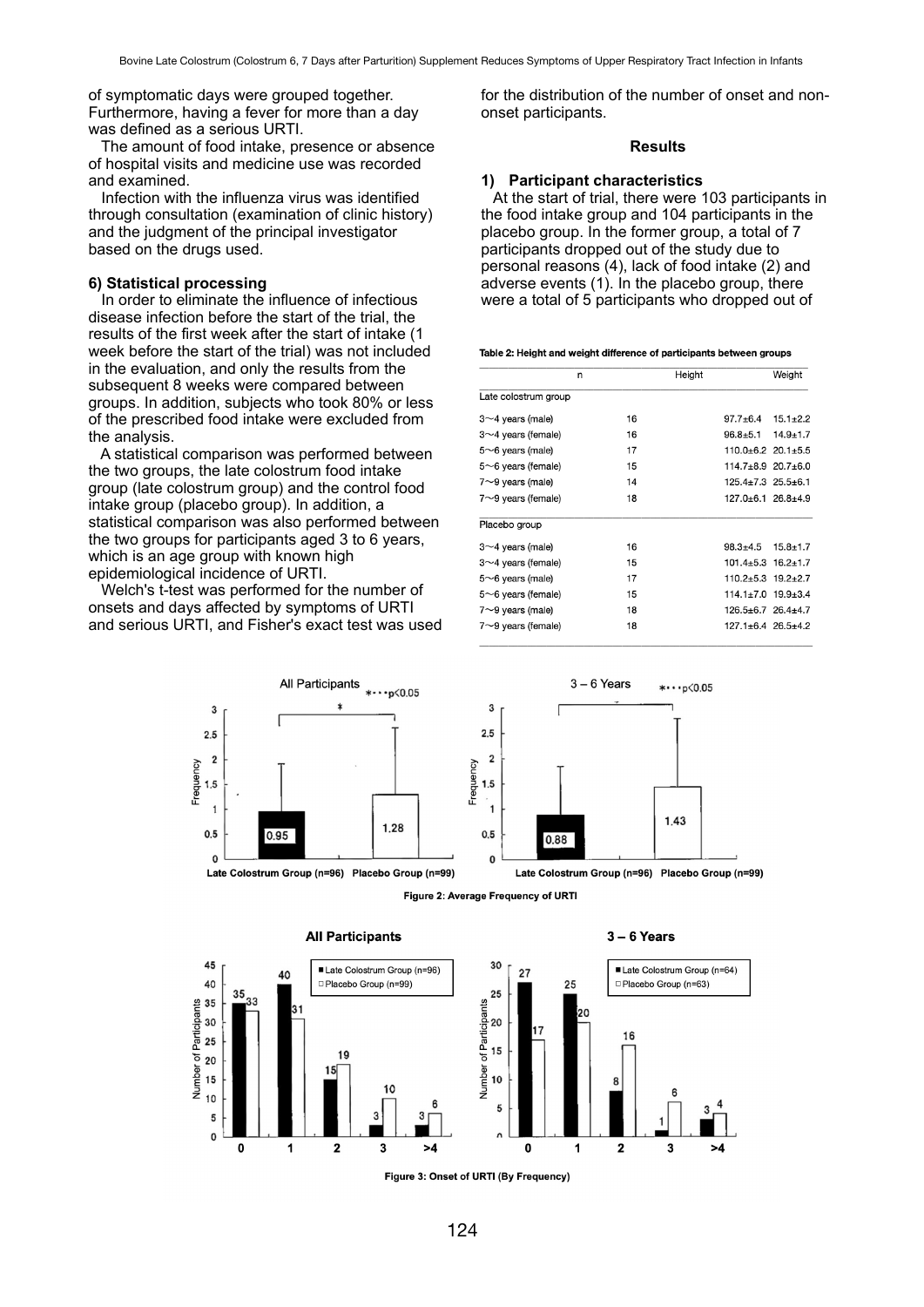of symptomatic days were grouped together. Furthermore, having a fever for more than a day was defined as a serious URTI.

The amount of food intake, presence or absence of hospital visits and medicine use was recorded and examined.

Infection with the influenza virus was identified through consultation (examination of clinic history) and the judgment of the principal investigator based on the drugs used.

### 6) Statistical processing

In order to eliminate the influence of infectious disease infection before the start of the trial, the results of the first week after the start of intake (1 week before the start of the trial) was not included in the evaluation, and only the results from the subsequent 8 weeks were compared between groups. In addition, subjects who took 80% or less of the prescribed food intake were excluded from the analysis.

A statistical comparison was performed between the two groups, the late colostrum food intake group (late colostrum group) and the control food intake group (placebo group). In addition, a statistical comparison was also performed between the two groups for participants aged 3 to 6 years, which is an age group with known high epidemiological incidence of URTI.

Welch's t-test was performed for the number of onsets and days affected by symptoms of URTI and serious URTI, and Fisher's exact test was used for the distribution of the number of onset and non-onset participants.

## Results

### 1) Participant characteristics

At the start of trial, there were 103 participants in the food intake group and 104 participants in the placebo group. In the former group, a total of 7 participants dropped out of the study due to personal reasons (4), lack of food intake (2) and adverse events (1). In the placebo group, there were a total of 5 participants who dropped out of

**Table 2: Height and weight difference of participants between groups**

| | n | Height | Weight |
|---|---|---|---|
| Late colostrum group | | | |
| 3～4 years (male) | 16 | 97.7±6.4 | 15.1±2.2 |
| 3～4 years (female) | 16 | 96.8±5.1 | 14.9±1.7 |
| 5～6 years (male) | 17 | 110.0±6.2 | 20.1±5.5 |
| 5～6 years (female) | 15 | 114.7±8.9 | 20.7±6.0 |
| 7～9 years (male) | 14 | 125.4±7.3 | 25.5±6.1 |
| 7～9 years (female) | 18 | 127.0±6.1 | 26.8±4.9 |
| Placebo group | | | |
| 3～4 years (male) | 16 | 98.3±4.5 | 15.8±1.7 |
| 3～4 years (female) | 15 | 101.4±5.3 | 16.2±1.7 |
| 5～6 years (male) | 17 | 110.2±5.3 | 19.2±2.7 |
| 5～6 years (female) | 15 | 114.1±7.0 | 19.9±3.4 |
| 7～9 years (male) | 18 | 126.5±6.7 | 26.4±4.7 |
| 7～9 years (female) | 18 | 127.1±6.4 | 26.5±4.2 |

**Figure 2: Average Frequency of URTI**

**Figure 3: Onset of URTI (By Frequency)**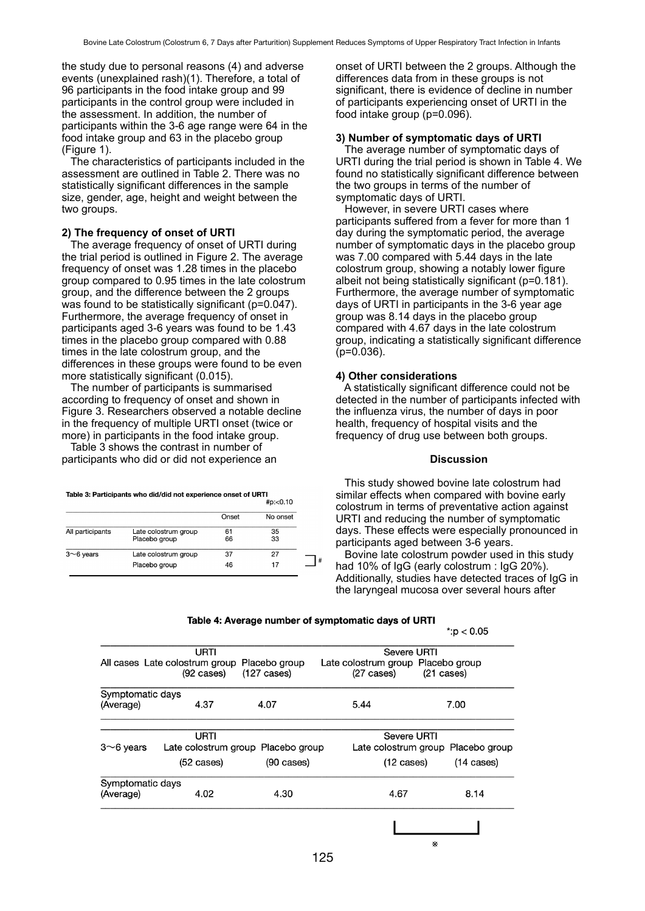the study due to personal reasons (4) and adverse events (unexplained rash)(1). Therefore, a total of 96 participants in the food intake group and 99 participants in the control group were included in the assessment. In addition, the number of participants within the 3-6 age range were 64 in the food intake group and 63 in the placebo group (Figure 1).

The characteristics of participants included in the assessment are outlined in Table 2. There was no statistically significant differences in the sample size, gender, age, height and weight between the two groups.

### 2) The frequency of onset of URTI

The average frequency of onset of URTI during the trial period is outlined in Figure 2. The average frequency of onset was 1.28 times in the placebo group compared to 0.95 times in the late colostrum group, and the difference between the 2 groups was found to be statistically significant (p=0.047). Furthermore, the average frequency of onset in participants aged 3-6 years was found to be 1.43 times in the placebo group compared with 0.88 times in the late colostrum group, and the differences in these groups were found to be even more statistically significant (0.015).

The number of participants is summarised according to frequency of onset and shown in Figure 3. Researchers observed a notable decline in the frequency of multiple URTI onset (twice or more) in participants in the food intake group.

Table 3 shows the contrast in number of participants who did or did not experience an onset of URTI between the 2 groups. Although the differences data from in these groups is not significant, there is evidence of decline in number of participants experiencing onset of URTI in the food intake group (p=0.096).

**Table 3: Participants who did/did not experience onset of URTI**

#p:<0.10

| | | Onset | No onset |
|---|---|---|---|
| All participants | Late colostrum group | 61 | 35 |
| | Placebo group | 66 | 33 |
| 3～6 years | Late colostrum group | 37 | 27 # |
| | Placebo group | 46 | 17 |

### 3) Number of symptomatic days of URTI

The average number of symptomatic days of URTI during the trial period is shown in Table 4. We found no statistically significant difference between the two groups in terms of the number of symptomatic days of URTI.

However, in severe URTI cases where participants suffered from a fever for more than 1 day during the symptomatic period, the average number of symptomatic days in the placebo group was 7.00 compared with 5.44 days in the late colostrum group, showing a notably lower figure albeit not being statistically significant (p=0.181). Furthermore, the average number of symptomatic days of URTI in participants in the 3-6 year age group was 8.14 days in the placebo group compared with 4.67 days in the late colostrum group, indicating a statistically significant difference (p=0.036).

### 4) Other considerations

A statistically significant difference could not be detected in the number of participants infected with the influenza virus, the number of days in poor health, frequency of hospital visits and the frequency of drug use between both groups.

**Table 4: Average number of symptomatic days of URTI**

*:p < 0.05

| All cases | URTI: Late colostrum group (92 cases) | URTI: Placebo group (127 cases) | Severe URTI: Late colostrum group (27 cases) | Severe URTI: Placebo group (21 cases) |
|---|---|---|---|---|
| Symptomatic days (Average) | 4.37 | 4.07 | 5.44 | 7.00 |

| 3～6 years | URTI: Late colostrum group (52 cases) | URTI: Placebo group (90 cases) | Severe URTI: Late colostrum group (12 cases) | Severe URTI: Placebo group (14 cases) |
|---|---|---|---|---|
| Symptomatic days (Average) | 4.02 | 4.30 | 4.67 * | 8.14 * |

## Discussion

This study showed bovine late colostrum had similar effects when compared with bovine early colostrum in terms of preventative action against URTI and reducing the number of symptomatic days. These effects were especially pronounced in participants aged between 3-6 years.

Bovine late colostrum powder used in this study had 10% of IgG (early colostrum : IgG 20%). Additionally, studies have detected traces of IgG in the laryngeal mucosa over several hours after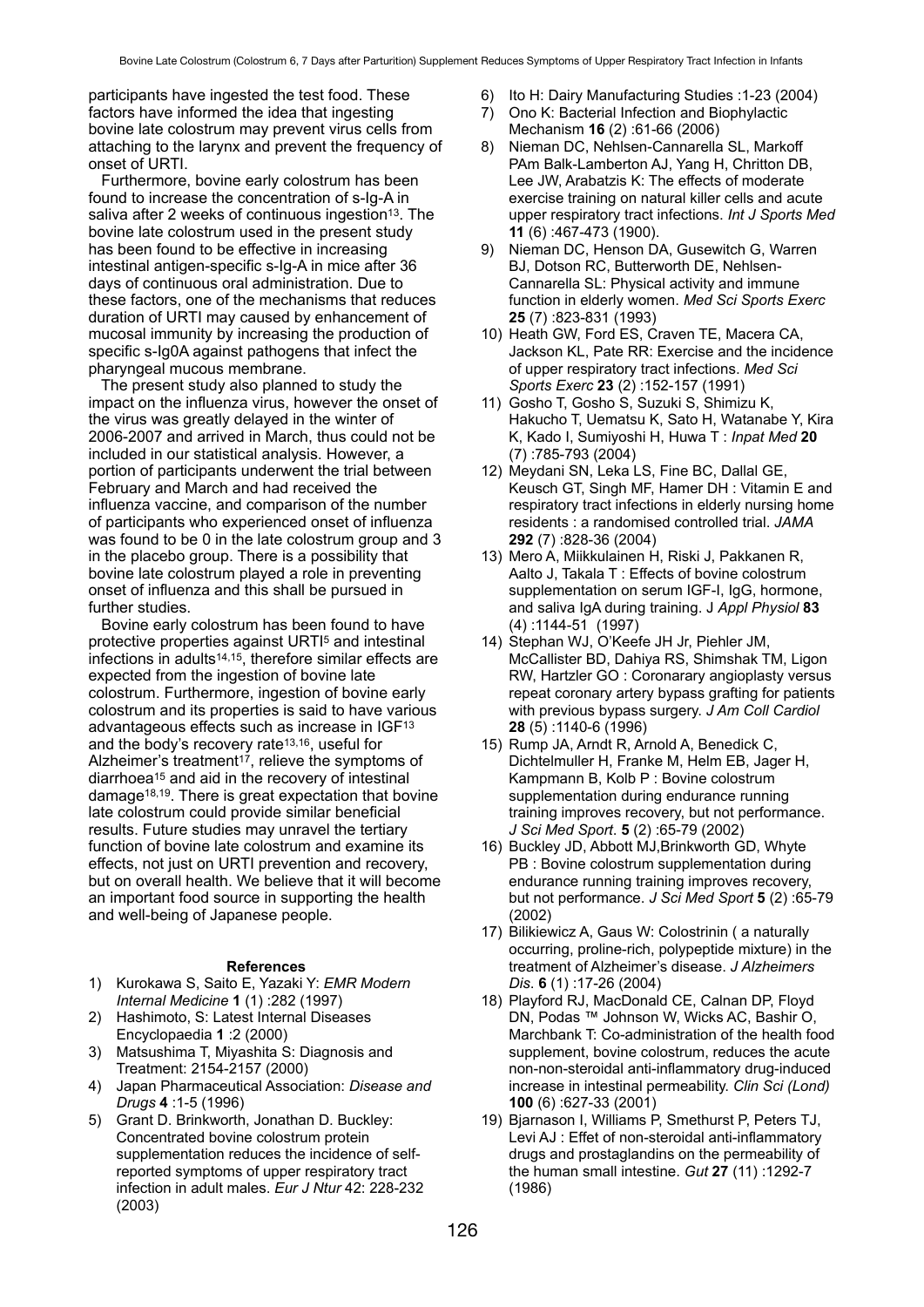participants have ingested the test food. These factors have informed the idea that ingesting bovine late colostrum may prevent virus cells from attaching to the larynx and prevent the frequency of onset of URTI.

Furthermore, bovine early colostrum has been found to increase the concentration of s-Ig-A in saliva after 2 weeks of continuous ingestion[13]. The bovine late colostrum used in the present study has been found to be effective in increasing intestinal antigen-specific s-Ig-A in mice after 36 days of continuous oral administration. Due to these factors, one of the mechanisms that reduces duration of URTI may caused by enhancement of mucosal immunity by increasing the production of specific s-Ig0A against pathogens that infect the pharyngeal mucous membrane.

The present study also planned to study the impact on the influenza virus, however the onset of the virus was greatly delayed in the winter of 2006-2007 and arrived in March, thus could not be included in our statistical analysis. However, a portion of participants underwent the trial between February and March and had received the influenza vaccine, and comparison of the number of participants who experienced onset of influenza was found to be 0 in the late colostrum group and 3 in the placebo group. There is a possibility that bovine late colostrum played a role in preventing onset of influenza and this shall be pursued in further studies.

Bovine early colostrum has been found to have protective properties against URTI[5] and intestinal infections in adults[14,15], therefore similar effects are expected from the ingestion of bovine late colostrum. Furthermore, ingestion of bovine early colostrum and its properties is said to have various advantageous effects such as increase in IGF[13] and the body's recovery rate[13,16], useful for Alzheimer's treatment[17], relieve the symptoms of diarrhoea[15] and aid in the recovery of intestinal damage[18,19]. There is great expectation that bovine late colostrum could provide similar beneficial results. Future studies may unravel the tertiary function of bovine late colostrum and examine its effects, not just on URTI prevention and recovery, but on overall health. We believe that it will become an important food source in supporting the health and well-being of Japanese people.

## References

1) Kurokawa S, Saito E, Yazaki Y: *EMR Modern Internal Medicine* **1** (1) :282 (1997)
2) Hashimoto, S: Latest Internal Diseases Encyclopaedia **1** :2 (2000)
3) Matsushima T, Miyashita S: Diagnosis and Treatment: 2154-2157 (2000)
4) Japan Pharmaceutical Association: *Disease and Drugs* **4** :1-5 (1996)
5) Grant D. Brinkworth, Jonathan D. Buckley: Concentrated bovine colostrum protein supplementation reduces the incidence of self-reported symptoms of upper respiratory tract infection in adult males. *Eur J Ntur* 42: 228-232 (2003)
6) Ito H: Dairy Manufacturing Studies :1-23 (2004)
7) Ono K: Bacterial Infection and Biophylactic Mechanism **16** (2) :61-66 (2006)
8) Nieman DC, Nehlsen-Cannarella SL, Markoff PAm Balk-Lamberton AJ, Yang H, Chritton DB, Lee JW, Arabatzis K: The effects of moderate exercise training on natural killer cells and acute upper respiratory tract infections. *Int J Sports Med* **11** (6) :467-473 (1900).
9) Nieman DC, Henson DA, Gusewitch G, Warren BJ, Dotson RC, Butterworth DE, Nehlsen-Cannarella SL: Physical activity and immune function in elderly women. *Med Sci Sports Exerc* **25** (7) :823-831 (1993)
10) Heath GW, Ford ES, Craven TE, Macera CA, Jackson KL, Pate RR: Exercise and the incidence of upper respiratory tract infections. *Med Sci Sports Exerc* **23** (2) :152-157 (1991)
11) Gosho T, Gosho S, Suzuki S, Shimizu K, Hakucho T, Uematsu K, Sato H, Watanabe Y, Kira K, Kado I, Sumiyoshi H, Huwa T : *Inpat Med* **20** (7) :785-793 (2004)
12) Meydani SN, Leka LS, Fine BC, Dallal GE, Keusch GT, Singh MF, Hamer DH : Vitamin E and respiratory tract infections in elderly nursing home residents : a randomised controlled trial. *JAMA* **292** (7) :828-36 (2004)
13) Mero A, Miikkulainen H, Riski J, Pakkanen R, Aalto J, Takala T : Effects of bovine colostrum supplementation on serum IGF-I, IgG, hormone, and saliva IgA during training. J *Appl Physiol* **83** (4) :1144-51 (1997)
14) Stephan WJ, O'Keefe JH Jr, Piehler JM, McCallister BD, Dahiya RS, Shimshak TM, Ligon RW, Hartzler GO : Coronarary angioplasty versus repeat coronary artery bypass grafting for patients with previous bypass surgery. *J Am Coll Cardiol* **28** (5) :1140-6 (1996)
15) Rump JA, Arndt R, Arnold A, Benedick C, Dichtelmuller H, Franke M, Helm EB, Jager H, Kampmann B, Kolb P : Bovine colostrum supplementation during endurance running training improves recovery, but not performance. *J Sci Med Sport*. **5** (2) :65-79 (2002)
16) Buckley JD, Abbott MJ,Brinkworth GD, Whyte PB : Bovine colostrum supplementation during endurance running training improves recovery, but not performance. *J Sci Med Sport* **5** (2) :65-79 (2002)
17) Bilikiewicz A, Gaus W: Colostrinin ( a naturally occurring, proline-rich, polypeptide mixture) in the treatment of Alzheimer's disease. *J Alzheimers Dis*. **6** (1) :17-26 (2004)
18) Playford RJ, MacDonald CE, Calnan DP, Floyd DN, Podas ™ Johnson W, Wicks AC, Bashir O, Marchbank T: Co-administration of the health food supplement, bovine colostrum, reduces the acute non-non-steroidal anti-inflammatory drug-induced increase in intestinal permeability. *Clin Sci (Lond)* **100** (6) :627-33 (2001)
19) Bjarnason I, Williams P, Smethurst P, Peters TJ, Levi AJ : Effet of non-steroidal anti-inflammatory drugs and prostaglandins on the permeability of the human small intestine. *Gut* **27** (11) :1292-7 (1986)